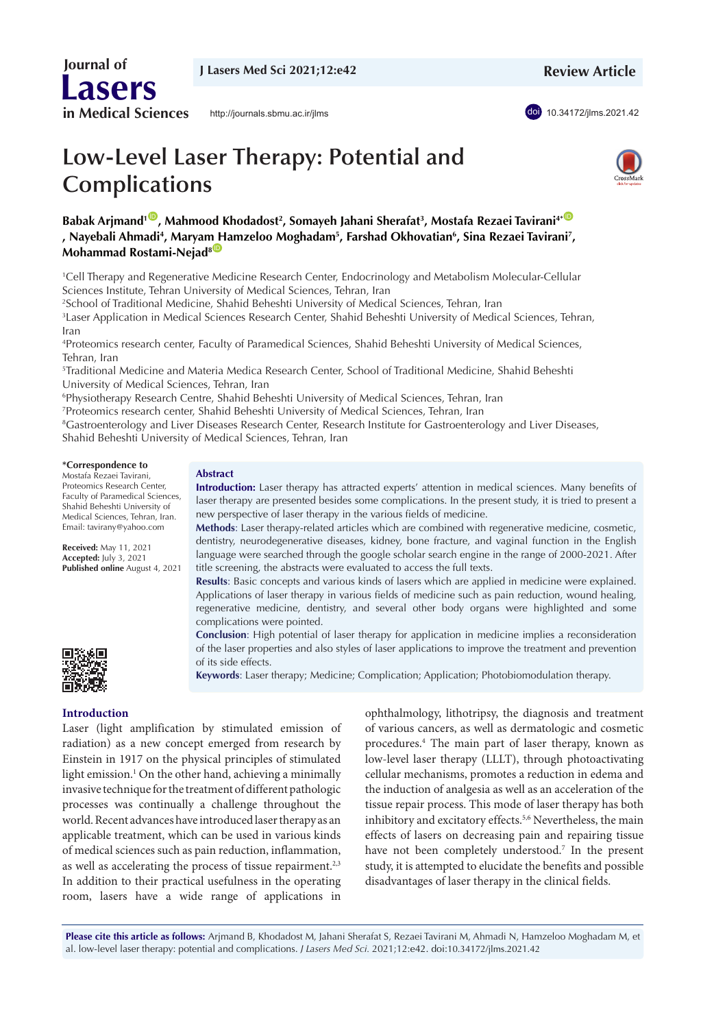# Low-Level Laser Therapy: Potential and Complications

**Babak Arjmand[1], Mahmood Khodadost[2], Somayeh Jahani Sherafat[3], Mostafa Rezaei Tavirani[4*], Nayebali Ahmadi[4], Maryam Hamzeloo Moghadam[5], Farshad Okhovatian[6], Sina Rezaei Tavirani[7], Mohammad Rostami-Nejad[8]**

[1]Cell Therapy and Regenerative Medicine Research Center, Endocrinology and Metabolism Molecular-Cellular Sciences Institute, Tehran University of Medical Sciences, Tehran, Iran
[2]School of Traditional Medicine, Shahid Beheshti University of Medical Sciences, Tehran, Iran
[3]Laser Application in Medical Sciences Research Center, Shahid Beheshti University of Medical Sciences, Tehran, Iran
[4]Proteomics research center, Faculty of Paramedical Sciences, Shahid Beheshti University of Medical Sciences, Tehran, Iran
[5]Traditional Medicine and Materia Medica Research Center, School of Traditional Medicine, Shahid Beheshti University of Medical Sciences, Tehran, Iran
[6]Physiotherapy Research Centre, Shahid Beheshti University of Medical Sciences, Tehran, Iran
[7]Proteomics research center, Shahid Beheshti University of Medical Sciences, Tehran, Iran
[8]Gastroenterology and Liver Diseases Research Center, Research Institute for Gastroenterology and Liver Diseases, Shahid Beheshti University of Medical Sciences, Tehran, Iran

**\*Correspondence to**
Mostafa Rezaei Tavirani, Proteomics Research Center, Faculty of Paramedical Sciences, Shahid Beheshti University of Medical Sciences, Tehran, Iran.
Email: tavirany@yahoo.com

**Received:** May 11, 2021
**Accepted:** July 3, 2021
**Published online** August 4, 2021

## Abstract

**Introduction:** Laser therapy has attracted experts' attention in medical sciences. Many benefits of laser therapy are presented besides some complications. In the present study, it is tried to present a new perspective of laser therapy in the various fields of medicine.

**Methods**: Laser therapy-related articles which are combined with regenerative medicine, cosmetic, dentistry, neurodegenerative diseases, kidney, bone fracture, and vaginal function in the English language were searched through the google scholar search engine in the range of 2000-2021. After title screening, the abstracts were evaluated to access the full texts.

**Results**: Basic concepts and various kinds of lasers which are applied in medicine were explained. Applications of laser therapy in various fields of medicine such as pain reduction, wound healing, regenerative medicine, dentistry, and several other body organs were highlighted and some complications were pointed.

**Conclusion**: High potential of laser therapy for application in medicine implies a reconsideration of the laser properties and also styles of laser applications to improve the treatment and prevention of its side effects.

**Keywords**: Laser therapy; Medicine; Complication; Application; Photobiomodulation therapy.

## Introduction

Laser (light amplification by stimulated emission of radiation) as a new concept emerged from research by Einstein in 1917 on the physical principles of stimulated light emission.[1] On the other hand, achieving a minimally invasive technique for the treatment of different pathologic processes was continually a challenge throughout the world. Recent advances have introduced laser therapy as an applicable treatment, which can be used in various kinds of medical sciences such as pain reduction, inflammation, as well as accelerating the process of tissue repairment.[2,3] In addition to their practical usefulness in the operating room, lasers have a wide range of applications in ophthalmology, lithotripsy, the diagnosis and treatment of various cancers, as well as dermatologic and cosmetic procedures.[4] The main part of laser therapy, known as low-level laser therapy (LLLT), through photoactivating cellular mechanisms, promotes a reduction in edema and the induction of analgesia as well as an acceleration of the tissue repair process. This mode of laser therapy has both inhibitory and excitatory effects.[5,6] Nevertheless, the main effects of lasers on decreasing pain and repairing tissue have not been completely understood.[7] In the present study, it is attempted to elucidate the benefits and possible disadvantages of laser therapy in the clinical fields.

**Please cite this article as follows:** Arjmand B, Khodadost M, Jahani Sherafat S, Rezaei Tavirani M, Ahmadi N, Hamzeloo Moghadam M, et al. low-level laser therapy: potential and complications. *J Lasers Med Sci.* 2021;12:e42. doi:10.34172/jlms.2021.42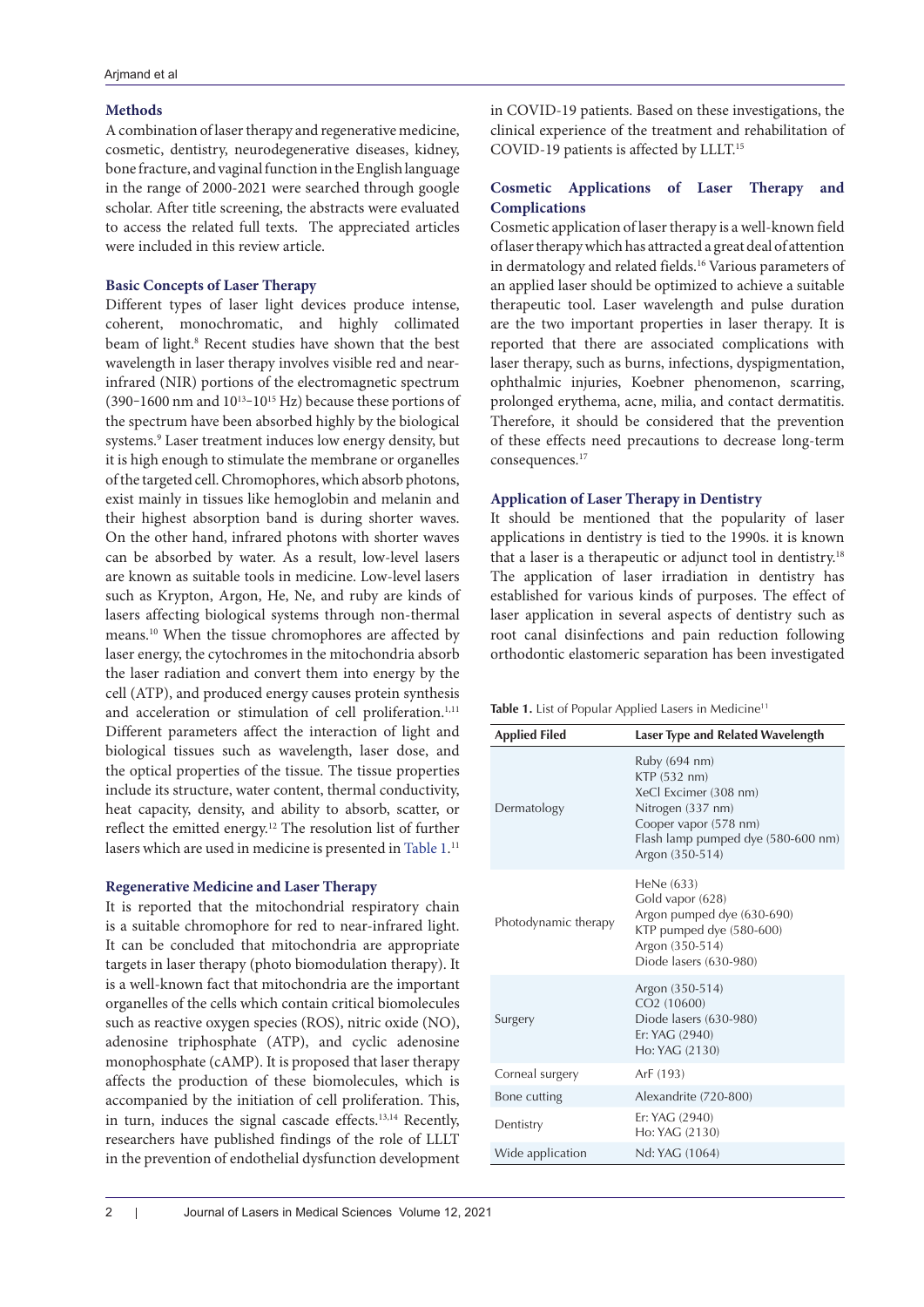## Methods

A combination of laser therapy and regenerative medicine, cosmetic, dentistry, neurodegenerative diseases, kidney, bone fracture, and vaginal function in the English language in the range of 2000-2021 were searched through google scholar. After title screening, the abstracts were evaluated to access the related full texts. The appreciated articles were included in this review article.

## Basic Concepts of Laser Therapy

Different types of laser light devices produce intense, coherent, monochromatic, and highly collimated beam of light.[8] Recent studies have shown that the best wavelength in laser therapy involves visible red and near-infrared (NIR) portions of the electromagnetic spectrum (390−1600 nm and $10^{13}$−$10^{15}$ Hz) because these portions of the spectrum have been absorbed highly by the biological systems.[9] Laser treatment induces low energy density, but it is high enough to stimulate the membrane or organelles of the targeted cell. Chromophores, which absorb photons, exist mainly in tissues like hemoglobin and melanin and their highest absorption band is during shorter waves. On the other hand, infrared photons with shorter waves can be absorbed by water. As a result, low-level lasers are known as suitable tools in medicine. Low-level lasers such as Krypton, Argon, He, Ne, and ruby are kinds of lasers affecting biological systems through non-thermal means.[10] When the tissue chromophores are affected by laser energy, the cytochromes in the mitochondria absorb the laser radiation and convert them into energy by the cell (ATP), and produced energy causes protein synthesis and acceleration or stimulation of cell proliferation.[1,11] Different parameters affect the interaction of light and biological tissues such as wavelength, laser dose, and the optical properties of the tissue. The tissue properties include its structure, water content, thermal conductivity, heat capacity, density, and ability to absorb, scatter, or reflect the emitted energy.[12] The resolution list of further lasers which are used in medicine is presented in Table 1.[11]

## Regenerative Medicine and Laser Therapy

It is reported that the mitochondrial respiratory chain is a suitable chromophore for red to near-infrared light. It can be concluded that mitochondria are appropriate targets in laser therapy (photo biomodulation therapy). It is a well-known fact that mitochondria are the important organelles of the cells which contain critical biomolecules such as reactive oxygen species (ROS), nitric oxide (NO), adenosine triphosphate (ATP), and cyclic adenosine monophosphate (cAMP). It is proposed that laser therapy affects the production of these biomolecules, which is accompanied by the initiation of cell proliferation. This, in turn, induces the signal cascade effects.[13,14] Recently, researchers have published findings of the role of LLLT in the prevention of endothelial dysfunction development in COVID-19 patients. Based on these investigations, the clinical experience of the treatment and rehabilitation of COVID-19 patients is affected by LLLT.[15]

## Cosmetic Applications of Laser Therapy and Complications

Cosmetic application of laser therapy is a well-known field of laser therapy which has attracted a great deal of attention in dermatology and related fields.[16] Various parameters of an applied laser should be optimized to achieve a suitable therapeutic tool. Laser wavelength and pulse duration are the two important properties in laser therapy. It is reported that there are associated complications with laser therapy, such as burns, infections, dyspigmentation, ophthalmic injuries, Koebner phenomenon, scarring, prolonged erythema, acne, milia, and contact dermatitis. Therefore, it should be considered that the prevention of these effects need precautions to decrease long-term consequences.[17]

## Application of Laser Therapy in Dentistry

It should be mentioned that the popularity of laser applications in dentistry is tied to the 1990s. it is known that a laser is a therapeutic or adjunct tool in dentistry.[18] The application of laser irradiation in dentistry has established for various kinds of purposes. The effect of laser application in several aspects of dentistry such as root canal disinfections and pain reduction following orthodontic elastomeric separation has been investigated

**Table 1.** List of Popular Applied Lasers in Medicine[11]

| Applied Filed | Laser Type and Related Wavelength |
|---|---|
| Dermatology | Ruby (694 nm)<br>KTP (532 nm)<br>XeCl Excimer (308 nm)<br>Nitrogen (337 nm)<br>Cooper vapor (578 nm)<br>Flash lamp pumped dye (580-600 nm)<br>Argon (350-514) |
| Photodynamic therapy | HeNe (633)<br>Gold vapor (628)<br>Argon pumped dye (630-690)<br>KTP pumped dye (580-600)<br>Argon (350-514)<br>Diode lasers (630-980) |
| Surgery | Argon (350-514)<br>CO2 (10600)<br>Diode lasers (630-980)<br>Er: YAG (2940)<br>Ho: YAG (2130) |
| Corneal surgery | ArF (193) |
| Bone cutting | Alexandrite (720-800) |
| Dentistry | Er: YAG (2940)<br>Ho: YAG (2130) |
| Wide application | Nd: YAG (1064) |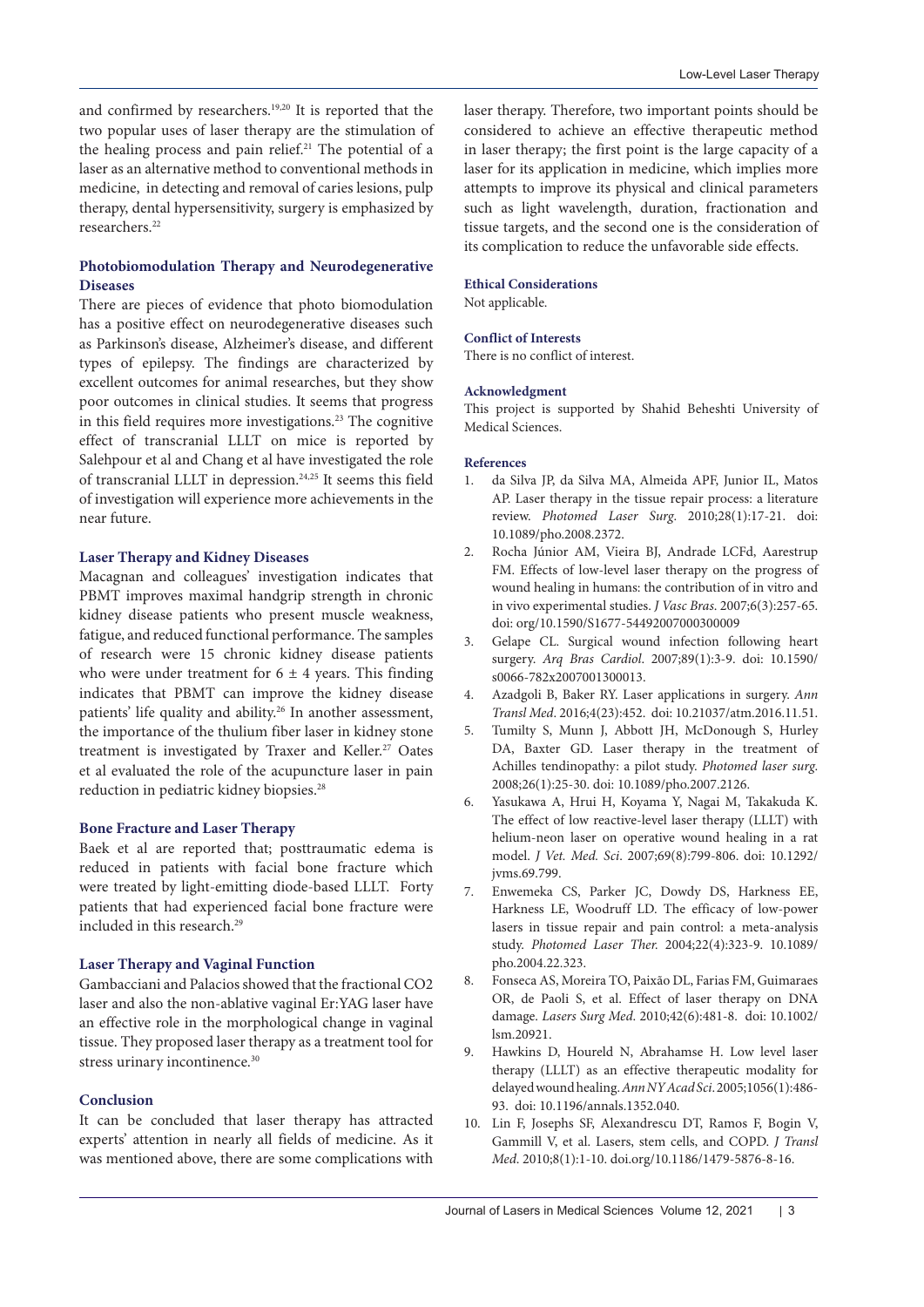and confirmed by researchers.[19,20] It is reported that the two popular uses of laser therapy are the stimulation of the healing process and pain relief.[21] The potential of a laser as an alternative method to conventional methods in medicine, in detecting and removal of caries lesions, pulp therapy, dental hypersensitivity, surgery is emphasized by researchers.[22]

### Photobiomodulation Therapy and Neurodegenerative Diseases

There are pieces of evidence that photo biomodulation has a positive effect on neurodegenerative diseases such as Parkinson's disease, Alzheimer's disease, and different types of epilepsy. The findings are characterized by excellent outcomes for animal researches, but they show poor outcomes in clinical studies. It seems that progress in this field requires more investigations.[23] The cognitive effect of transcranial LLLT on mice is reported by Salehpour et al and Chang et al have investigated the role of transcranial LLLT in depression.[24,25] It seems this field of investigation will experience more achievements in the near future.

### Laser Therapy and Kidney Diseases

Macagnan and colleagues' investigation indicates that PBMT improves maximal handgrip strength in chronic kidney disease patients who present muscle weakness, fatigue, and reduced functional performance. The samples of research were 15 chronic kidney disease patients who were under treatment for $6 \pm 4$ years. This finding indicates that PBMT can improve the kidney disease patients' life quality and ability.[26] In another assessment, the importance of the thulium fiber laser in kidney stone treatment is investigated by Traxer and Keller.[27] Oates et al evaluated the role of the acupuncture laser in pain reduction in pediatric kidney biopsies.[28]

### Bone Fracture and Laser Therapy

Baek et al are reported that; posttraumatic edema is reduced in patients with facial bone fracture which were treated by light-emitting diode-based LLLT. Forty patients that had experienced facial bone fracture were included in this research.[29]

### Laser Therapy and Vaginal Function

Gambacciani and Palacios showed that the fractional $CO_2$ laser and also the non-ablative vaginal Er:YAG laser have an effective role in the morphological change in vaginal tissue. They proposed laser therapy as a treatment tool for stress urinary incontinence.[30]

### Conclusion

It can be concluded that laser therapy has attracted experts' attention in nearly all fields of medicine. As it was mentioned above, there are some complications with laser therapy. Therefore, two important points should be considered to achieve an effective therapeutic method in laser therapy; the first point is the large capacity of a laser for its application in medicine, which implies more attempts to improve its physical and clinical parameters such as light wavelength, duration, fractionation and tissue targets, and the second one is the consideration of its complication to reduce the unfavorable side effects.

#### Ethical Considerations

Not applicable.

#### Conflict of Interests

There is no conflict of interest.

#### Acknowledgment

This project is supported by Shahid Beheshti University of Medical Sciences.

#### References

1. da Silva JP, da Silva MA, Almeida APF, Junior IL, Matos AP. Laser therapy in the tissue repair process: a literature review. *Photomed Laser Surg*. 2010;28(1):17-21. doi: 10.1089/pho.2008.2372.
2. Rocha Júnior AM, Vieira BJ, Andrade LCFd, Aarestrup FM. Effects of low-level laser therapy on the progress of wound healing in humans: the contribution of in vitro and in vivo experimental studies. *J Vasc Bras*. 2007;6(3):257-65. doi: org/10.1590/S1677-54492007000300009
3. Gelape CL. Surgical wound infection following heart surgery. *Arq Bras Cardiol*. 2007;89(1):3-9. doi: 10.1590/s0066-782x2007001300013.
4. Azadgoli B, Baker RY. Laser applications in surgery. *Ann Transl Med*. 2016;4(23):452. doi: 10.21037/atm.2016.11.51.
5. Tumilty S, Munn J, Abbott JH, McDonough S, Hurley DA, Baxter GD. Laser therapy in the treatment of Achilles tendinopathy: a pilot study. *Photomed laser surg*. 2008;26(1):25-30. doi: 10.1089/pho.2007.2126.
6. Yasukawa A, Hrui H, Koyama Y, Nagai M, Takakuda K. The effect of low reactive-level laser therapy (LLLT) with helium-neon laser on operative wound healing in a rat model. *J Vet. Med. Sci*. 2007;69(8):799-806. doi: 10.1292/jvms.69.799.
7. Enwemeka CS, Parker JC, Dowdy DS, Harkness EE, Harkness LE, Woodruff LD. The efficacy of low-power lasers in tissue repair and pain control: a meta-analysis study. *Photomed Laser Ther*. 2004;22(4):323-9. 10.1089/pho.2004.22.323.
8. Fonseca AS, Moreira TO, Paixão DL, Farias FM, Guimaraes OR, de Paoli S, et al. Effect of laser therapy on DNA damage. *Lasers Surg Med*. 2010;42(6):481-8. doi: 10.1002/lsm.20921.
9. Hawkins D, Houreld N, Abrahamse H. Low level laser therapy (LLLT) as an effective therapeutic modality for delayed wound healing. *Ann NY Acad Sci*. 2005;1056(1):486-93. doi: 10.1196/annals.1352.040.
10. Lin F, Josephs SF, Alexandrescu DT, Ramos F, Bogin V, Gammill V, et al. Lasers, stem cells, and COPD. *J Transl Med*. 2010;8(1):1-10. doi.org/10.1186/1479-5876-8-16.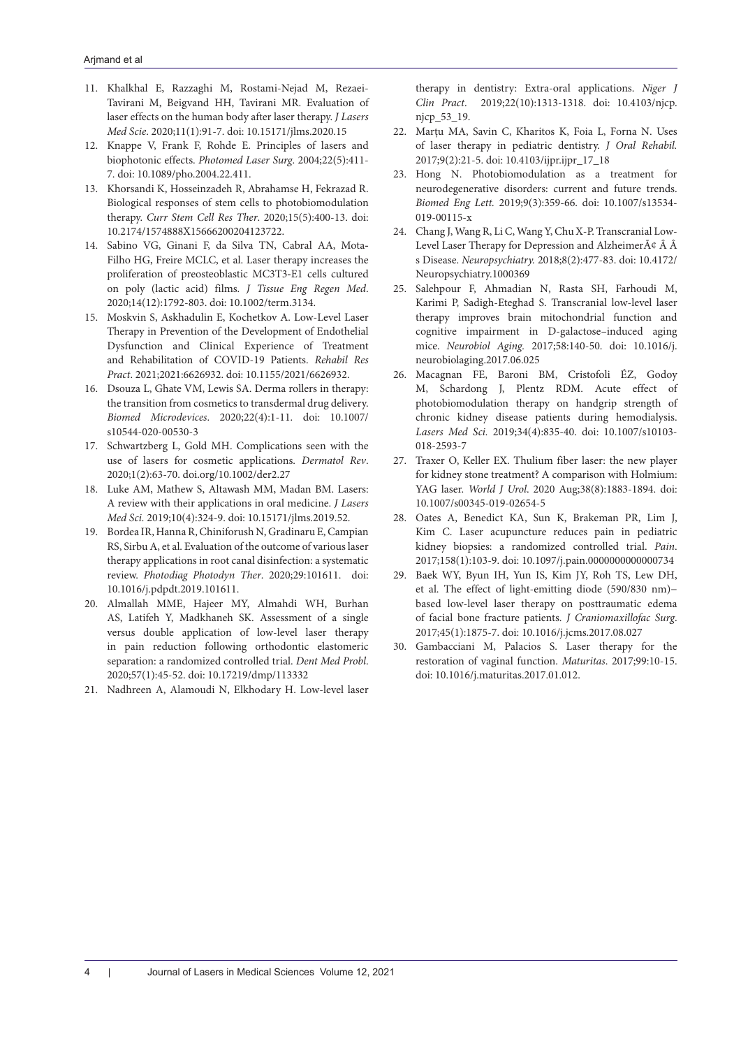11. Khalkhal E, Razzaghi M, Rostami-Nejad M, Rezaei-Tavirani M, Beigvand HH, Tavirani MR. Evaluation of laser effects on the human body after laser therapy. *J Lasers Med Scie*. 2020;11(1):91-7. doi: 10.15171/jlms.2020.15
12. Knappe V, Frank F, Rohde E. Principles of lasers and biophotonic effects. *Photomed Laser Surg*. 2004;22(5):411-7. doi: 10.1089/pho.2004.22.411.
13. Khorsandi K, Hosseinzadeh R, Abrahamse H, Fekrazad R. Biological responses of stem cells to photobiomodulation therapy. *Curr Stem Cell Res Ther*. 2020;15(5):400-13. doi: 10.2174/1574888X15666200204123722.
14. Sabino VG, Ginani F, da Silva TN, Cabral AA, Mota-Filho HG, Freire MCLC, et al. Laser therapy increases the proliferation of preosteoblastic MC3T3-E1 cells cultured on poly (lactic acid) films. *J Tissue Eng Regen Med*. 2020;14(12):1792-803. doi: 10.1002/term.3134.
15. Moskvin S, Askhadulin E, Kochetkov A. Low-Level Laser Therapy in Prevention of the Development of Endothelial Dysfunction and Clinical Experience of Treatment and Rehabilitation of COVID-19 Patients. *Rehabil Res Pract*. 2021;2021:6626932. doi: 10.1155/2021/6626932.
16. Dsouza L, Ghate VM, Lewis SA. Derma rollers in therapy: the transition from cosmetics to transdermal drug delivery. *Biomed Microdevices*. 2020;22(4):1-11. doi: 10.1007/s10544-020-00530-3
17. Schwartzberg L, Gold MH. Complications seen with the use of lasers for cosmetic applications. *Dermatol Rev*. 2020;1(2):63-70. doi.org/10.1002/der2.27
18. Luke AM, Mathew S, Altawash MM, Madan BM. Lasers: A review with their applications in oral medicine. *J Lasers Med Sci.* 2019;10(4):324-9. doi: 10.15171/jlms.2019.52.
19. Bordea IR, Hanna R, Chiniforush N, Gradinaru E, Campian RS, Sirbu A, et al. Evaluation of the outcome of various laser therapy applications in root canal disinfection: a systematic review. *Photodiag Photodyn Ther*. 2020;29:101611. doi: 10.1016/j.pdpdt.2019.101611.
20. Almallah MME, Hajeer MY, Almahdi WH, Burhan AS, Latifeh Y, Madkhaneh SK. Assessment of a single versus double application of low-level laser therapy in pain reduction following orthodontic elastomeric separation: a randomized controlled trial. *Dent Med Probl*. 2020;57(1):45-52. doi: 10.17219/dmp/113332
21. Nadhreen A, Alamoudi N, Elkhodary H. Low-level laser therapy in dentistry: Extra-oral applications. *Niger J Clin Pract*. 2019;22(10):1313-1318. doi: 10.4103/njcp.njcp_53_19.
22. Marţu MA, Savin C, Kharitos K, Foia L, Forna N. Uses of laser therapy in pediatric dentistry. *J Oral Rehabil.* 2017;9(2):21-5. doi: 10.4103/ijpr.ijpr_17_18
23. Hong N. Photobiomodulation as a treatment for neurodegenerative disorders: current and future trends. *Biomed Eng Lett.* 2019;9(3):359-66. doi: 10.1007/s13534-019-00115-x
24. Chang J, Wang R, Li C, Wang Y, Chu X-P. Transcranial Low-Level Laser Therapy for Depression and AlzheimerÃ¢ Â Â s Disease. *Neuropsychiatry.* 2018;8(2):477-83. doi: 10.4172/Neuropsychiatry.1000369
25. Salehpour F, Ahmadian N, Rasta SH, Farhoudi M, Karimi P, Sadigh-Eteghad S. Transcranial low-level laser therapy improves brain mitochondrial function and cognitive impairment in D-galactose–induced aging mice. *Neurobiol Aging.* 2017;58:140-50. doi: 10.1016/j.neurobiolaging.2017.06.025
26. Macagnan FE, Baroni BM, Cristofoli ÉZ, Godoy M, Schardong J, Plentz RDM. Acute effect of photobiomodulation therapy on handgrip strength of chronic kidney disease patients during hemodialysis. *Lasers Med Sci.* 2019;34(4):835-40. doi: 10.1007/s10103-018-2593-7
27. Traxer O, Keller EX. Thulium fiber laser: the new player for kidney stone treatment? A comparison with Holmium: YAG laser. *World J Urol*. 2020 Aug;38(8):1883-1894. doi: 10.1007/s00345-019-02654-5
28. Oates A, Benedict KA, Sun K, Brakeman PR, Lim J, Kim C. Laser acupuncture reduces pain in pediatric kidney biopsies: a randomized controlled trial. *Pain*. 2017;158(1):103-9. doi: 10.1097/j.pain.0000000000000734
29. Baek WY, Byun IH, Yun IS, Kim JY, Roh TS, Lew DH, et al. The effect of light-emitting diode (590/830 nm)–based low-level laser therapy on posttraumatic edema of facial bone fracture patients. *J Craniomaxillofac Surg*. 2017;45(1):1875-7. doi: 10.1016/j.jcms.2017.08.027
30. Gambacciani M, Palacios S. Laser therapy for the restoration of vaginal function. *Maturitas*. 2017;99:10-15. doi: 10.1016/j.maturitas.2017.01.012.